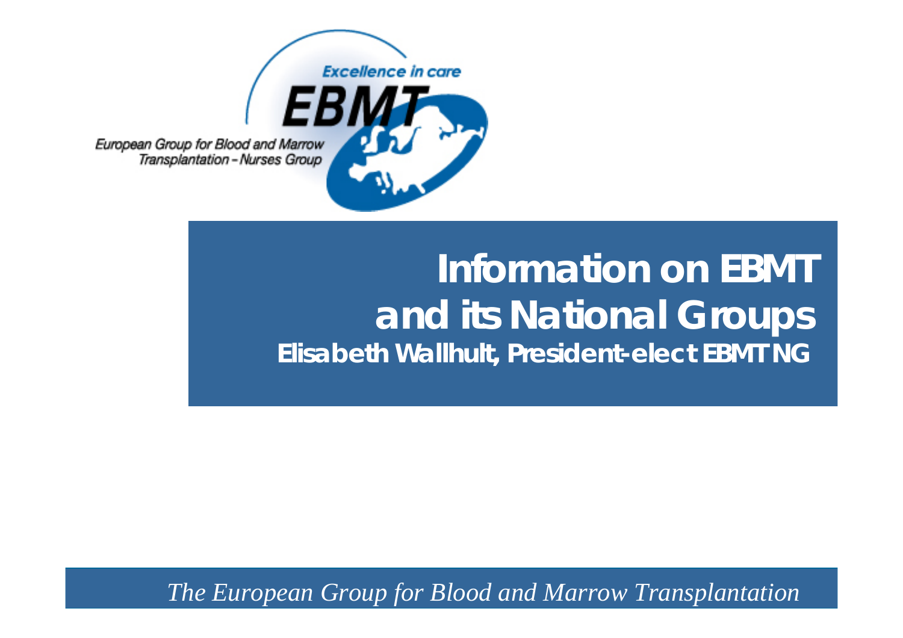Excellence in care

EBMT

European Group for Blood and Marrow Transplantation – Nurses Group

# Information on EBMT and its National Groups

**Elisabeth Wallhult, President-elect EBMT NG**

*The European Group for Blood and Marrow Transplantation*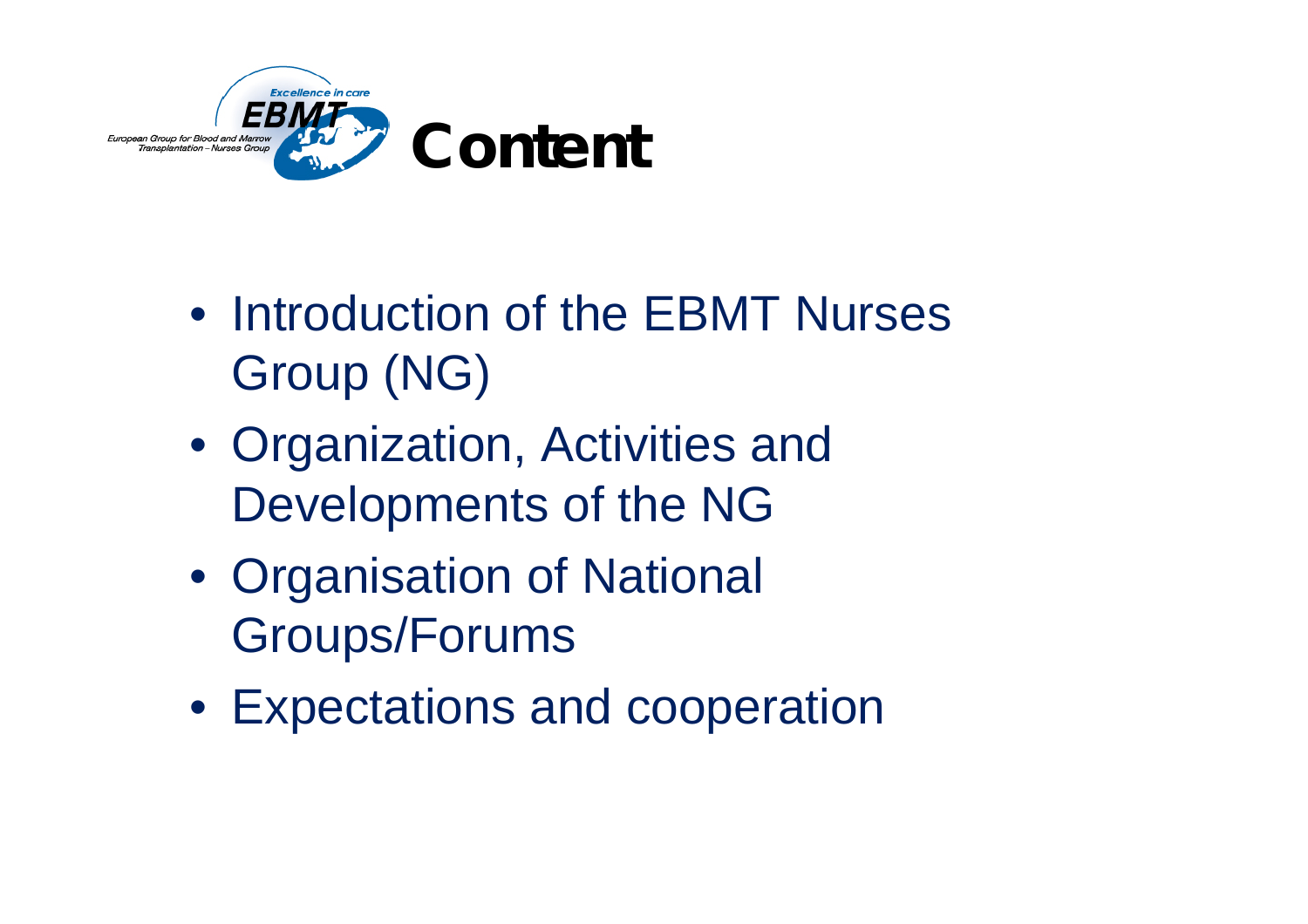# Content

- Introduction of the EBMT Nurses Group (NG)
- Organization, Activities and Developments of the NG
- Organisation of National Groups/Forums
- Expectations and cooperation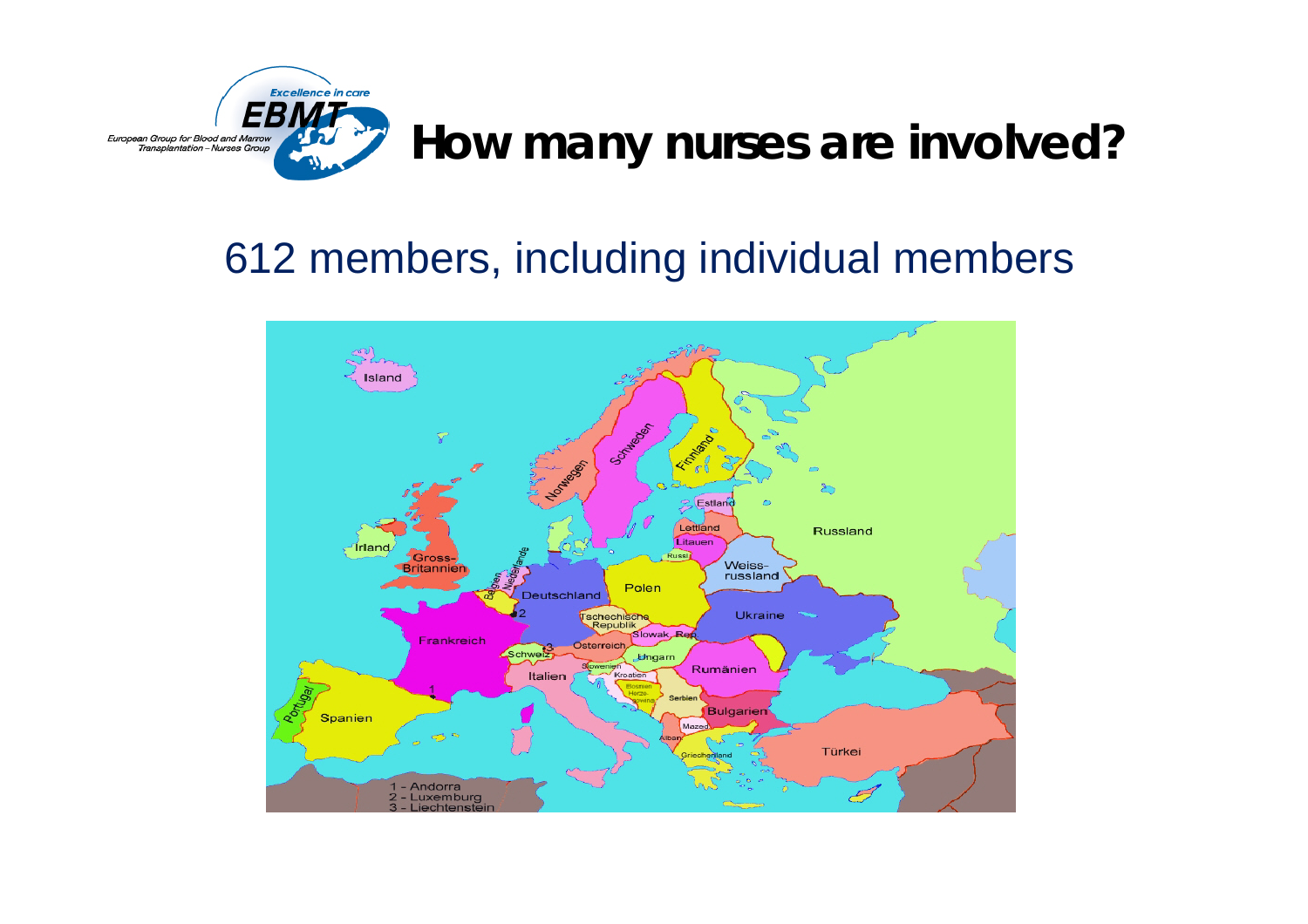# How many nurses are involved?

612 members, including individual members

1 - Andorra
2 - Luxemburg
3 - Liechtenstein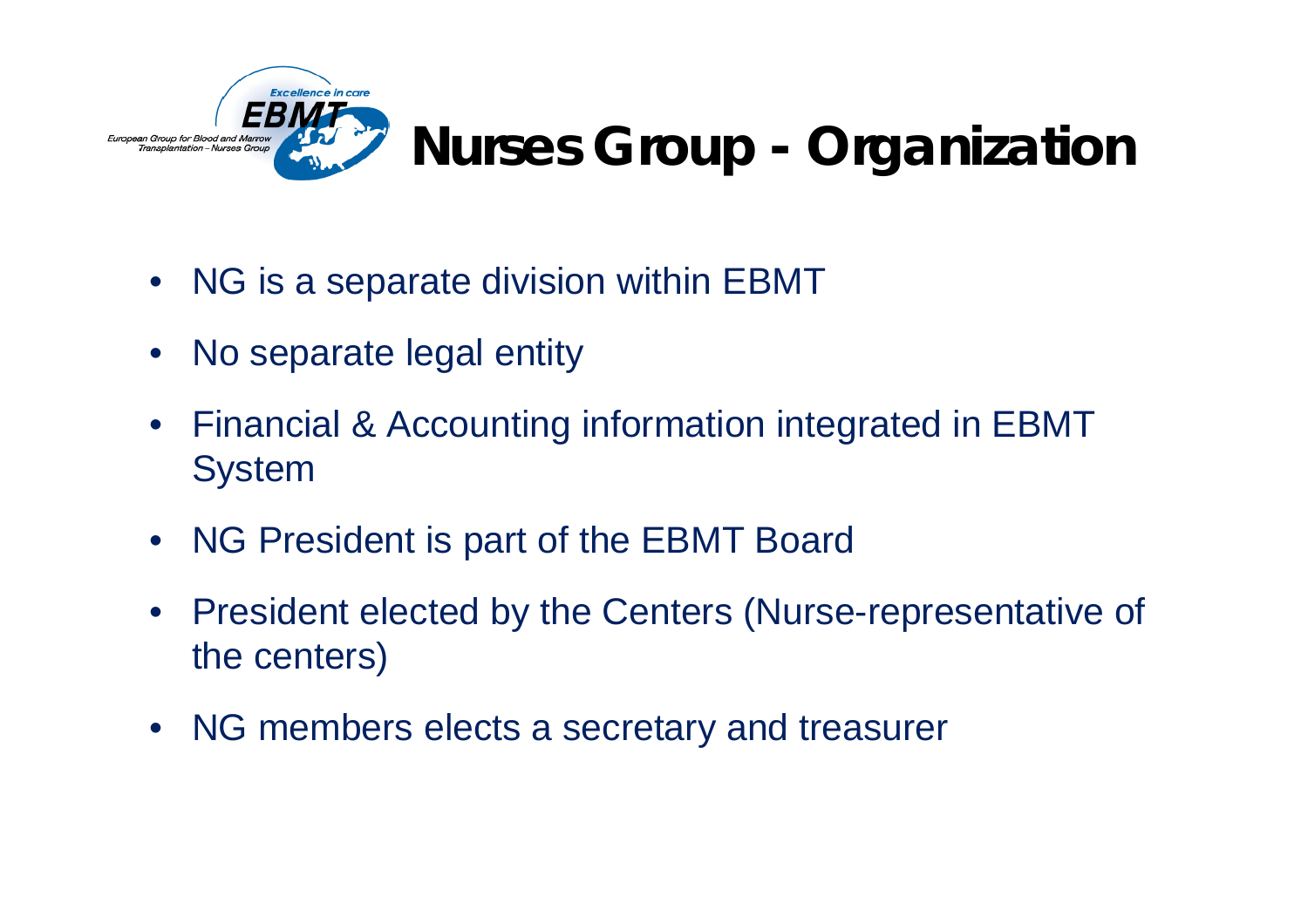# Nurses Group - Organization

- NG is a separate division within EBMT
- No separate legal entity
- Financial & Accounting information integrated in EBMT System
- NG President is part of the EBMT Board
- President elected by the Centers (Nurse-representative of the centers)
- NG members elects a secretary and treasurer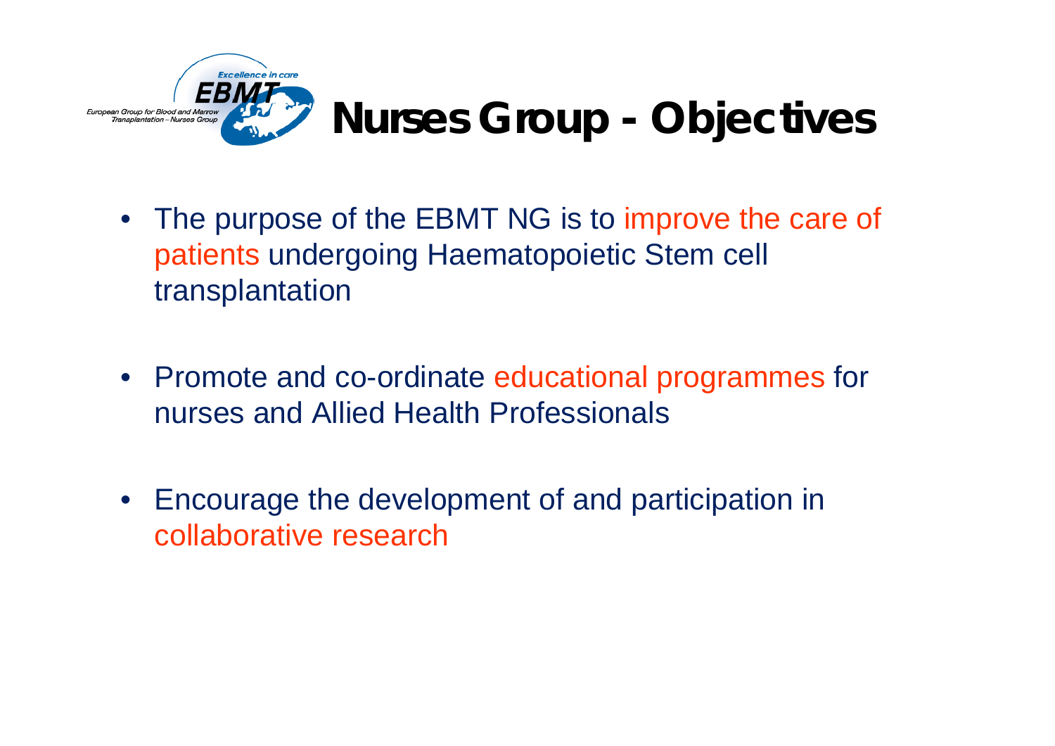# Nurses Group - Objectives

- The purpose of the EBMT NG is to improve the care of patients undergoing Haematopoietic Stem cell transplantation
- Promote and co-ordinate educational programmes for nurses and Allied Health Professionals
- Encourage the development of and participation in collaborative research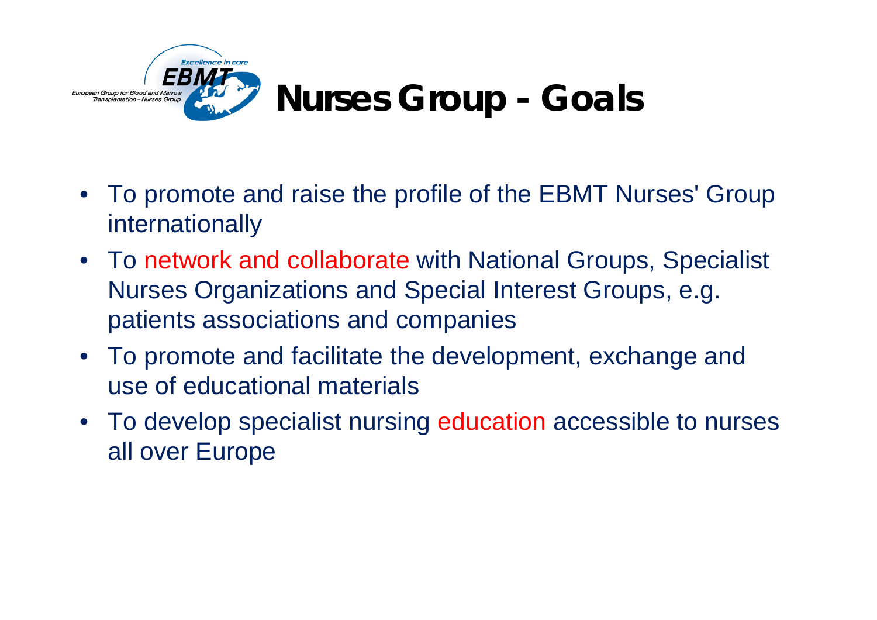# Nurses Group - Goals

- To promote and raise the profile of the EBMT Nurses' Group internationally
- To network and collaborate with National Groups, Specialist Nurses Organizations and Special Interest Groups, e.g. patients associations and companies
- To promote and facilitate the development, exchange and use of educational materials
- To develop specialist nursing education accessible to nurses all over Europe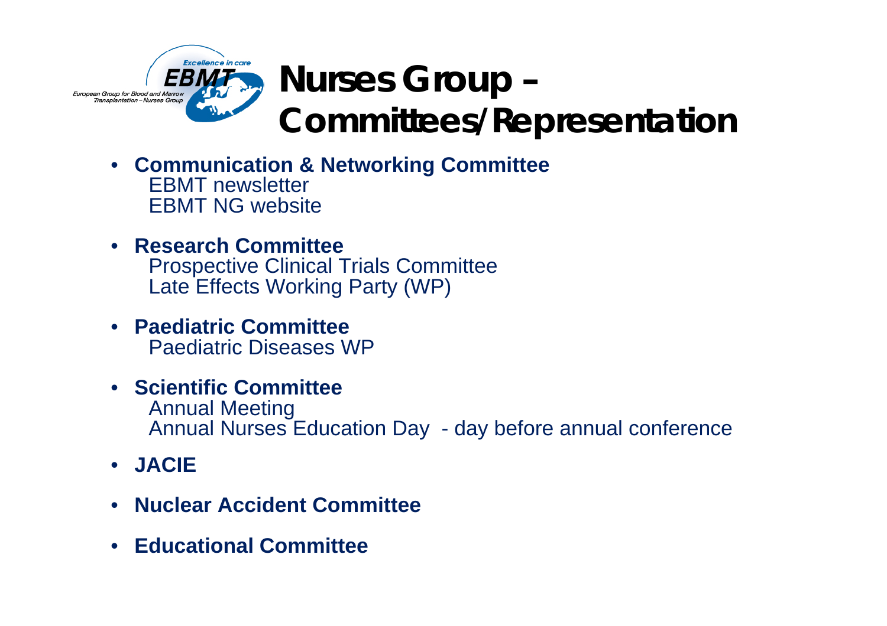# Nurses Group – Committees/Representation

- **Communication & Networking Committee**
  EBMT newsletter
  EBMT NG website
- **Research Committee**
  Prospective Clinical Trials Committee
  Late Effects Working Party (WP)
- **Paediatric Committee**
  Paediatric Diseases WP
- **Scientific Committee**
  Annual Meeting
  Annual Nurses Education Day - day before annual conference
- **JACIE**
- **Nuclear Accident Committee**
- **Educational Committee**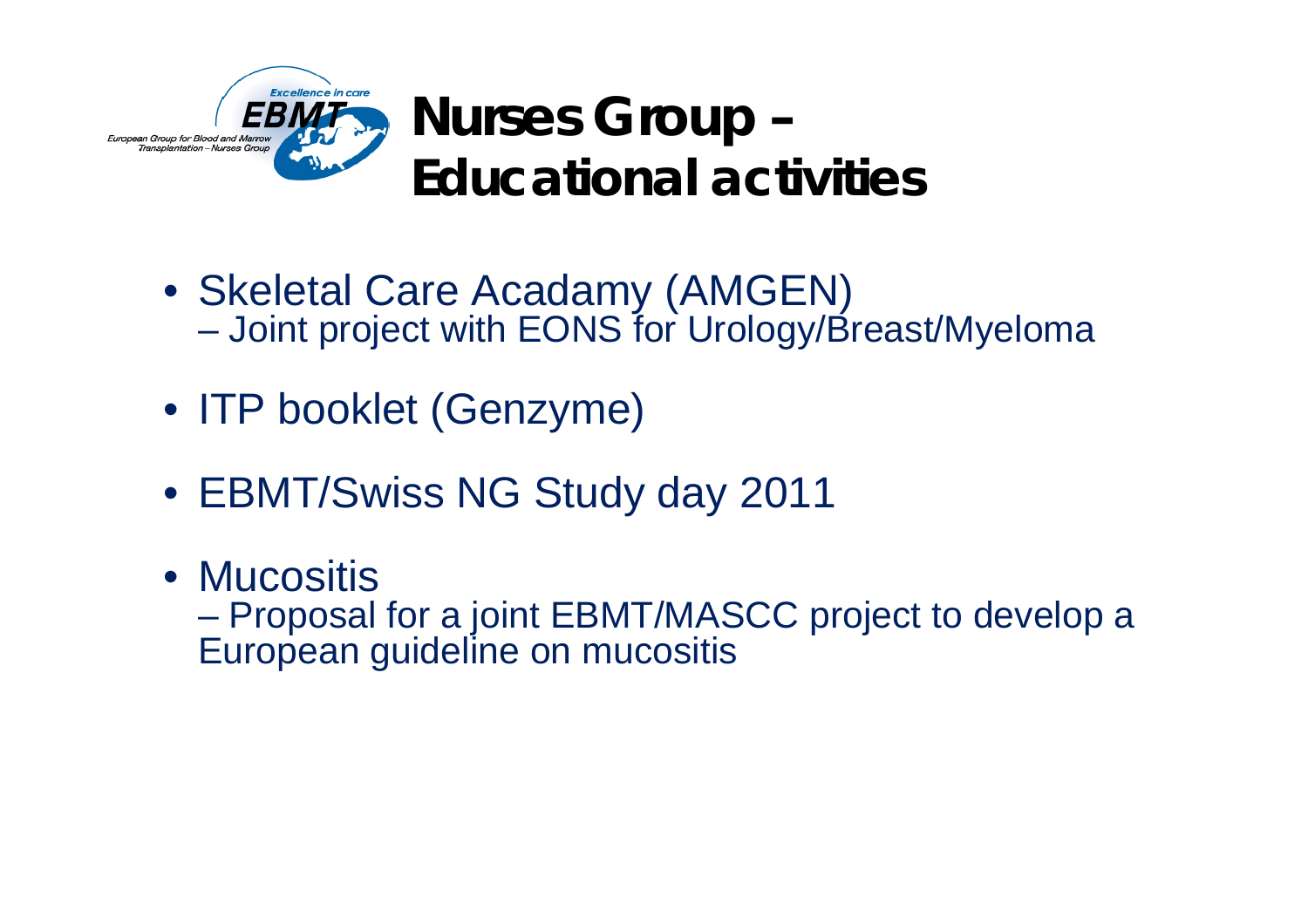# Nurses Group – Educational activities

- Skeletal Care Acadamy (AMGEN)
  - Joint project with EONS for Urology/Breast/Myeloma
- ITP booklet (Genzyme)
- EBMT/Swiss NG Study day 2011
- Mucositis
  - Proposal for a joint EBMT/MASCC project to develop a European guideline on mucositis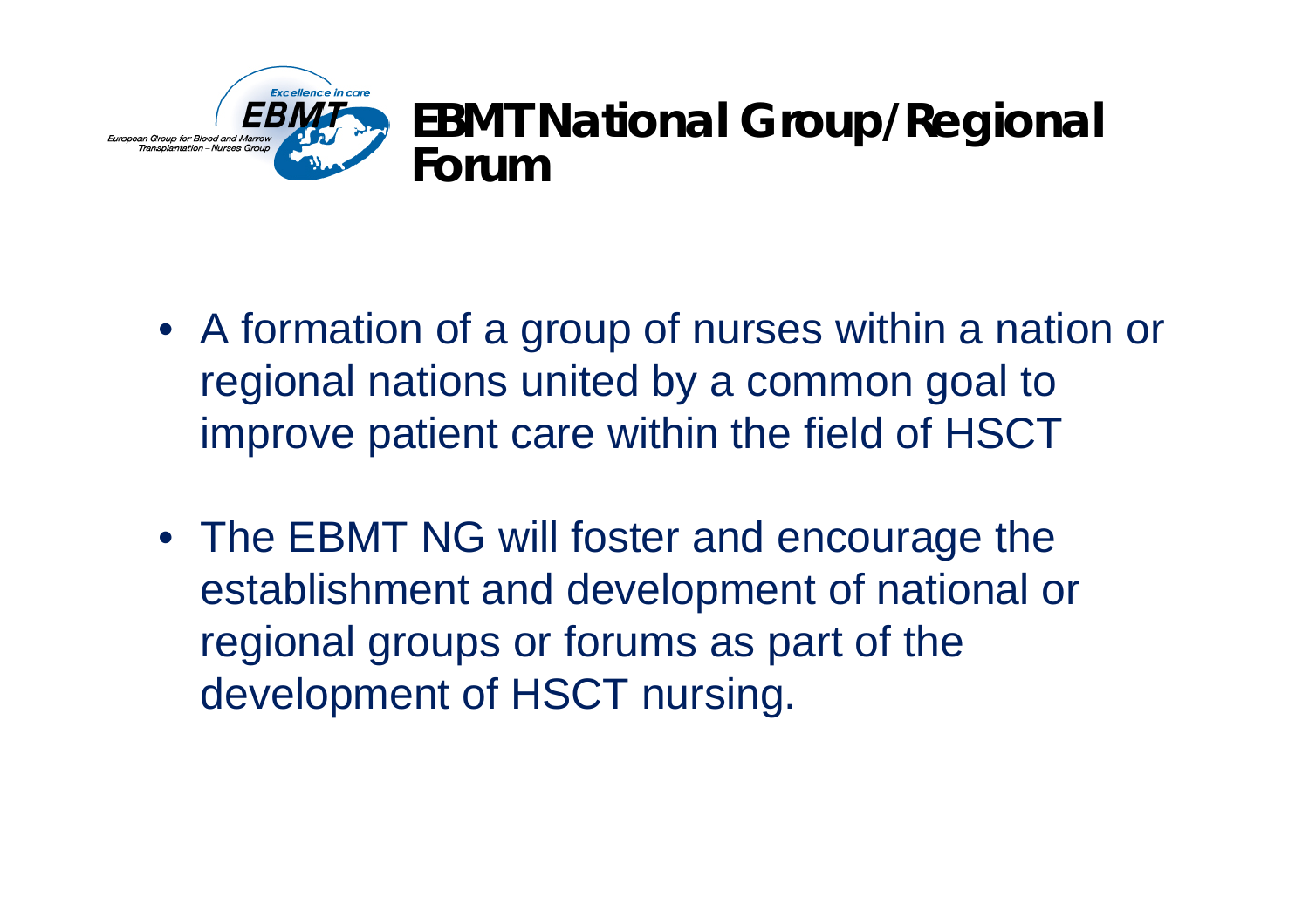# EBMT National Group/Regional Forum

- A formation of a group of nurses within a nation or regional nations united by a common goal to improve patient care within the field of HSCT
- The EBMT NG will foster and encourage the establishment and development of national or regional groups or forums as part of the development of HSCT nursing.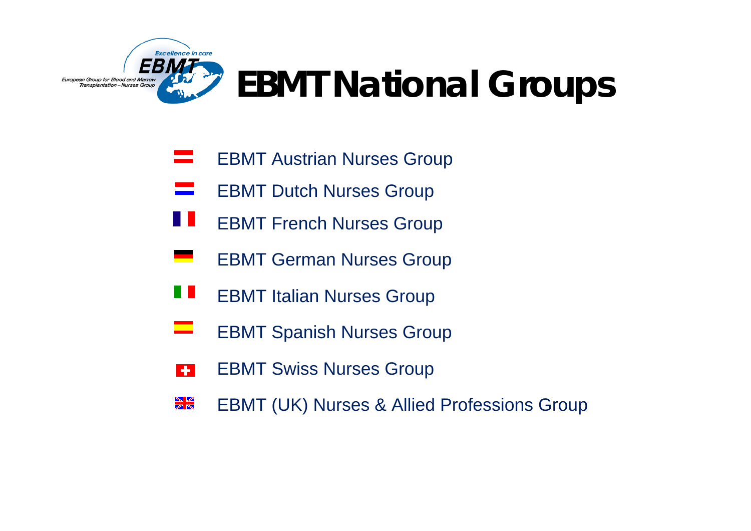# EBMT National Groups

- EBMT Austrian Nurses Group
- EBMT Dutch Nurses Group
- EBMT French Nurses Group
- EBMT German Nurses Group
- EBMT Italian Nurses Group
- EBMT Spanish Nurses Group
- EBMT Swiss Nurses Group
- EBMT (UK) Nurses & Allied Professions Group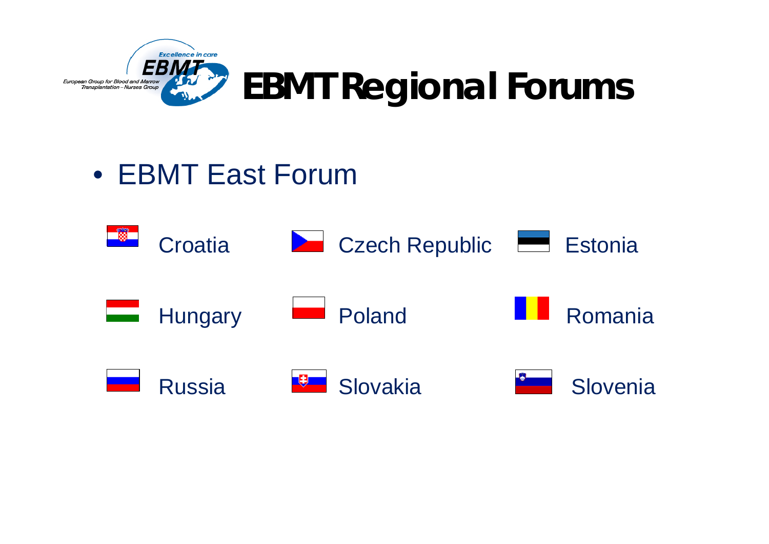# EBMT Regional Forums

- EBMT East Forum

| | | |
|---|---|---|
| Croatia | Czech Republic | Estonia |
| Hungary | Poland | Romania |
| Russia | Slovakia | Slovenia |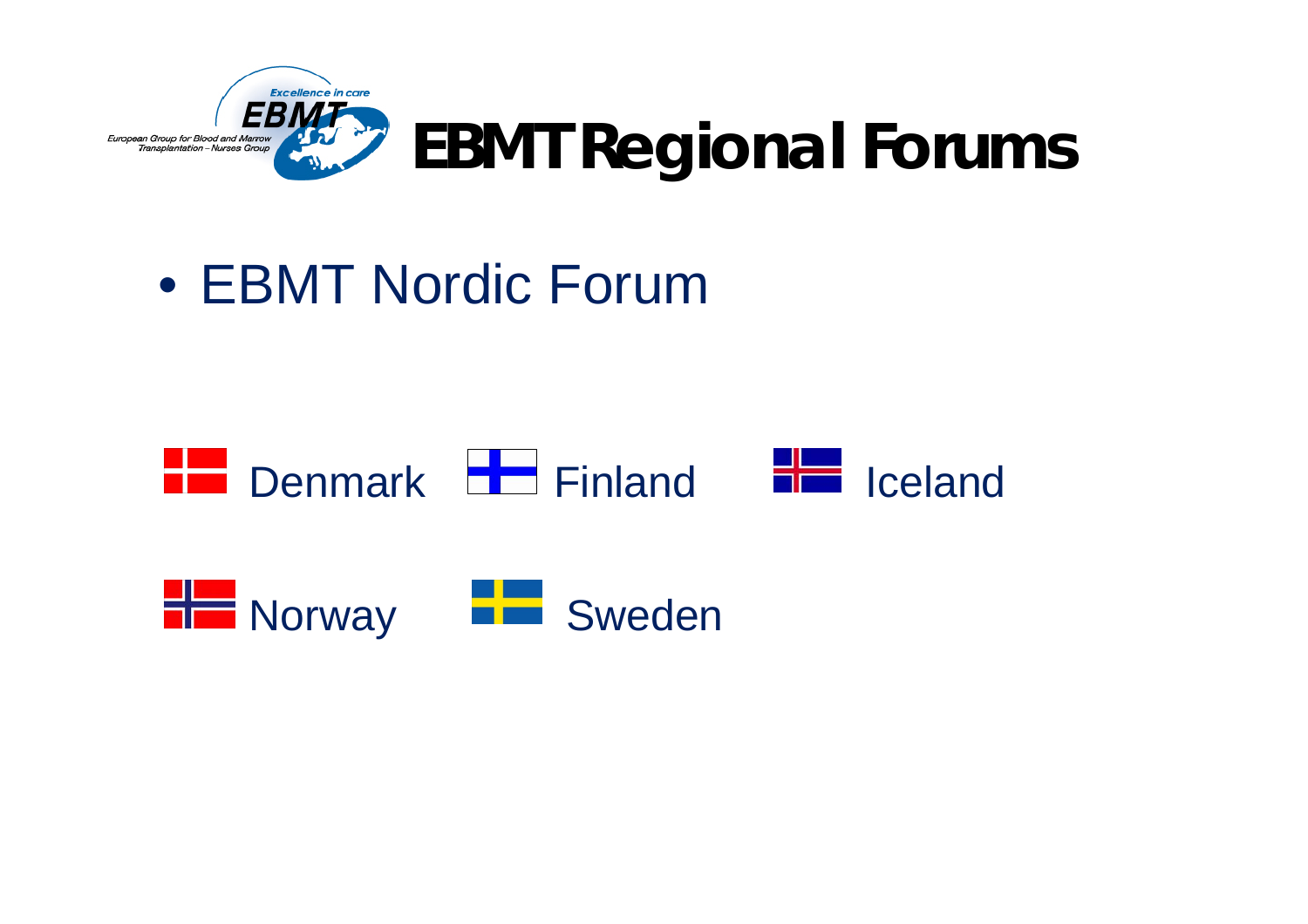# EBMT Regional Forums

- EBMT Nordic Forum

Denmark Finland Iceland

Norway Sweden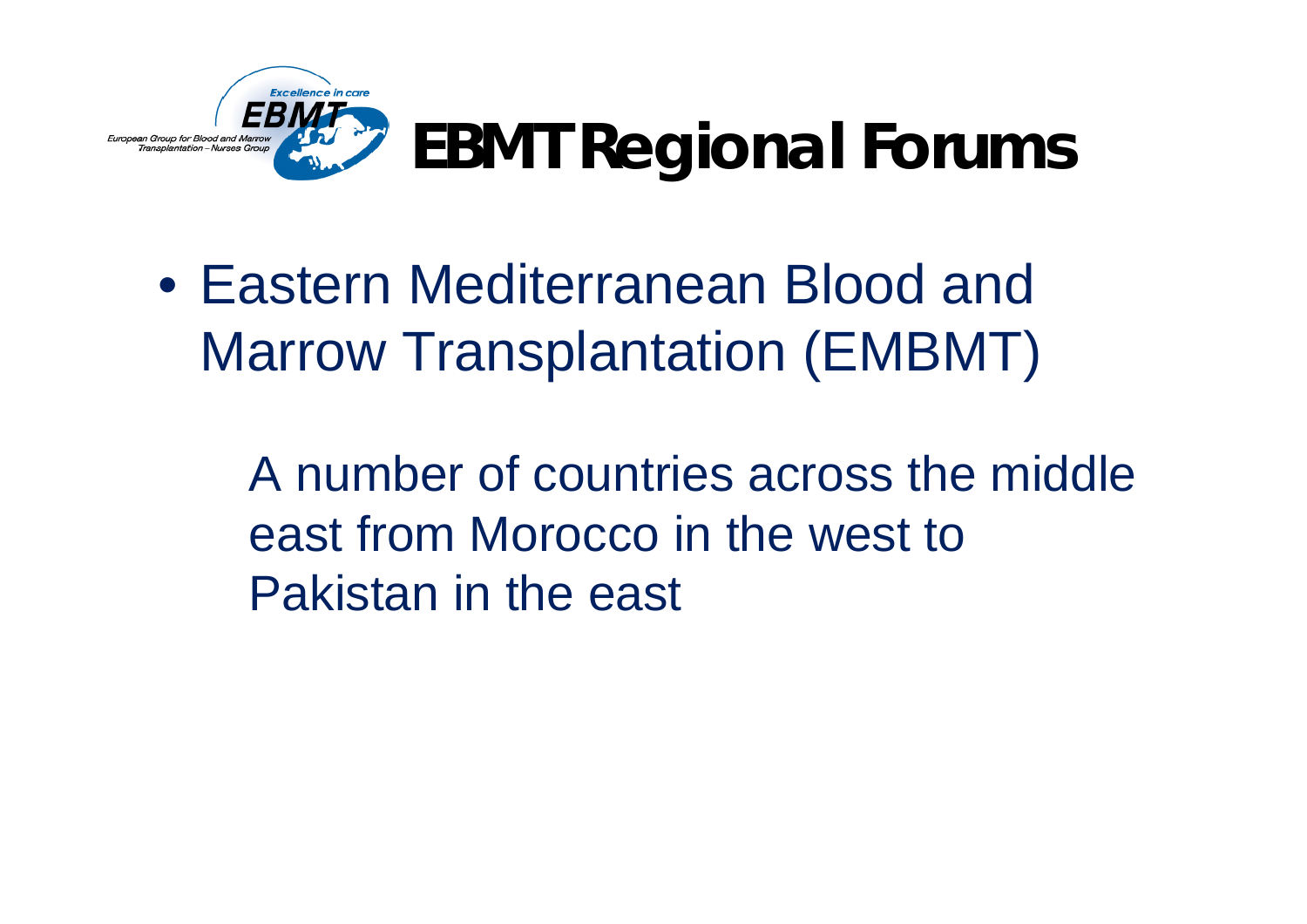# EBMT Regional Forums

- Eastern Mediterranean Blood and Marrow Transplantation (EMBMT)

  A number of countries across the middle east from Morocco in the west to Pakistan in the east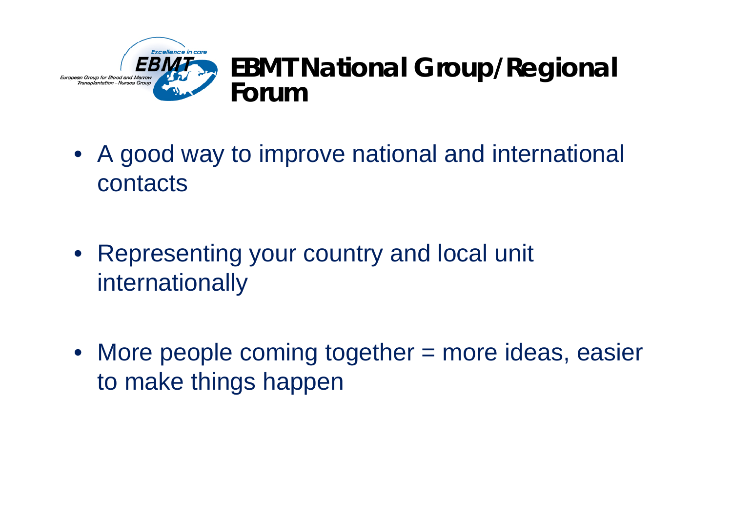# EBMT National Group/Regional Forum

- A good way to improve national and international contacts
- Representing your country and local unit internationally
- More people coming together = more ideas, easier to make things happen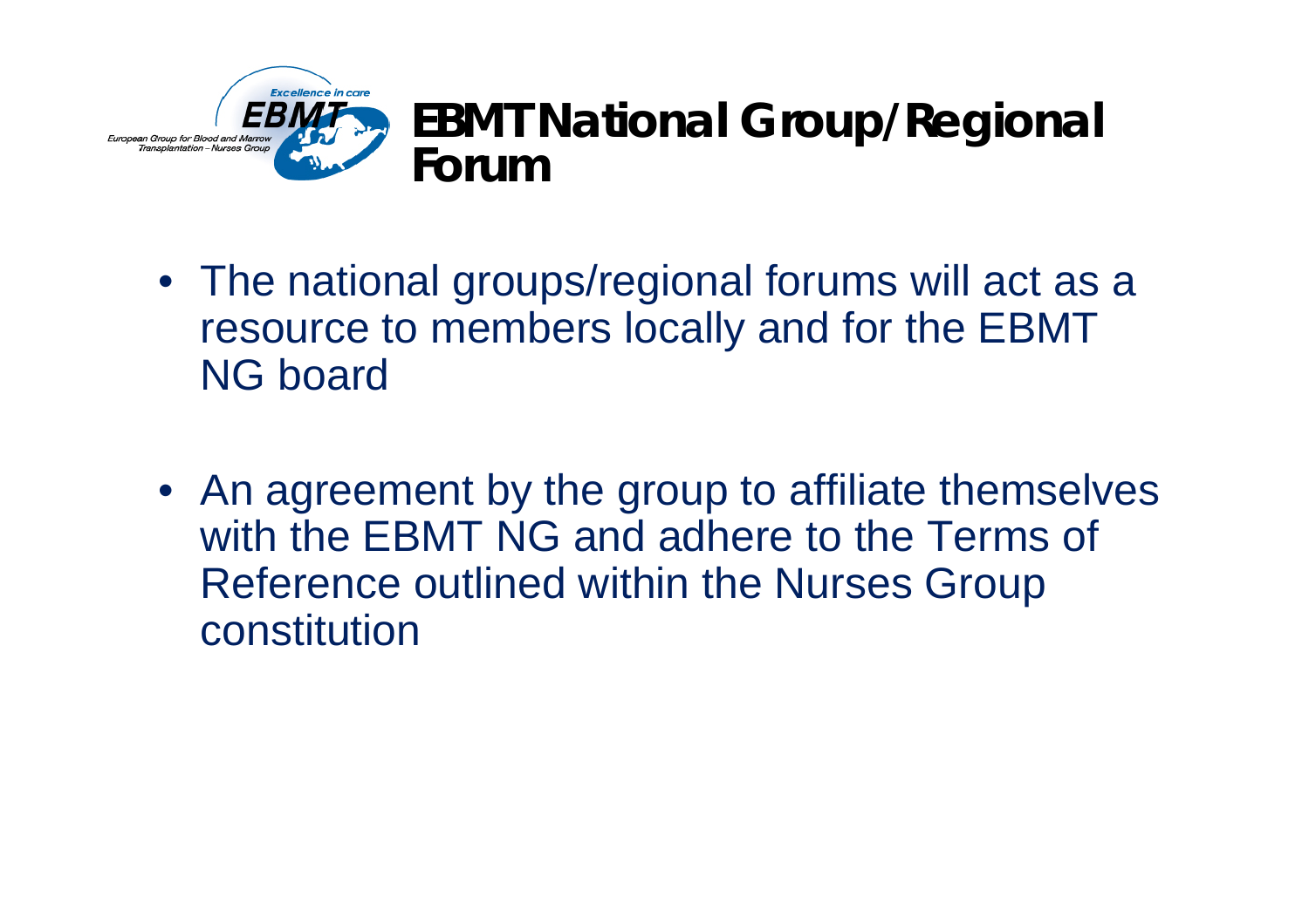# EBMT National Group/Regional Forum

- The national groups/regional forums will act as a resource to members locally and for the EBMT NG board
- An agreement by the group to affiliate themselves with the EBMT NG and adhere to the Terms of Reference outlined within the Nurses Group constitution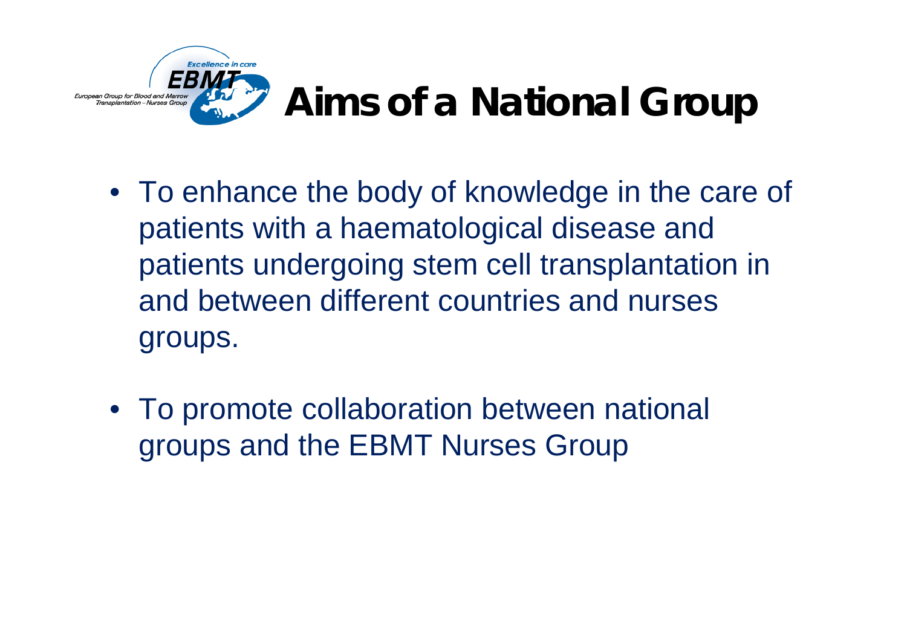# Aims of a National Group

- To enhance the body of knowledge in the care of patients with a haematological disease and patients undergoing stem cell transplantation in and between different countries and nurses groups.

- To promote collaboration between national groups and the EBMT Nurses Group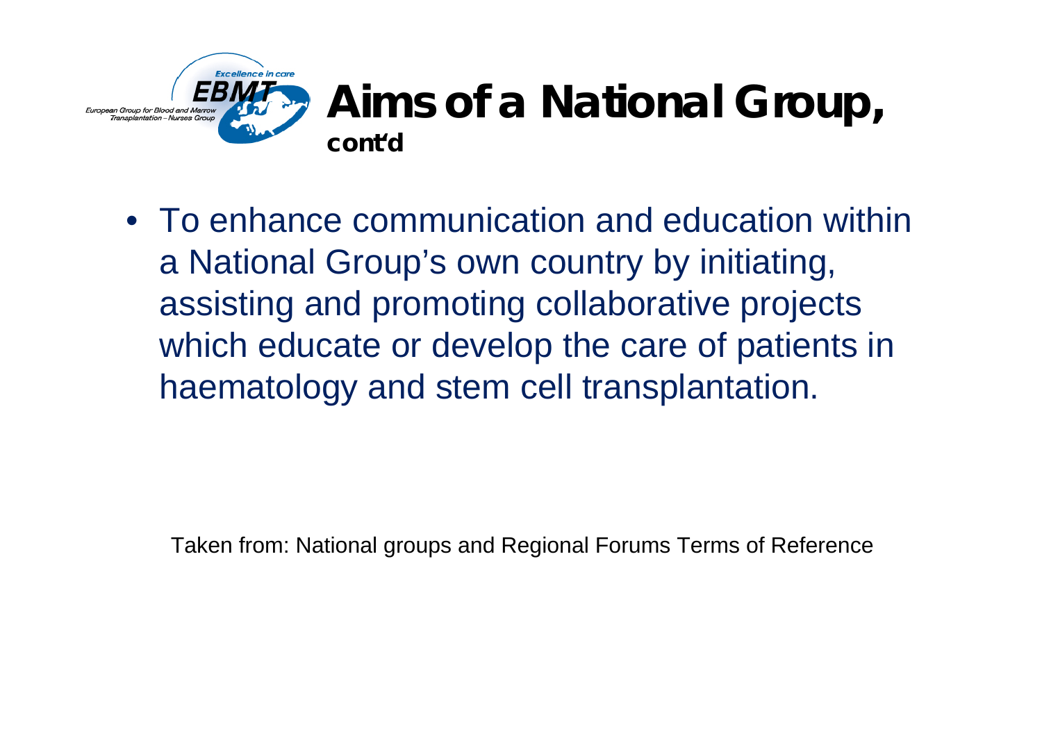# Aims of a National Group, cont'd

- To enhance communication and education within a National Group's own country by initiating, assisting and promoting collaborative projects which educate or develop the care of patients in haematology and stem cell transplantation.

Taken from: National groups and Regional Forums Terms of Reference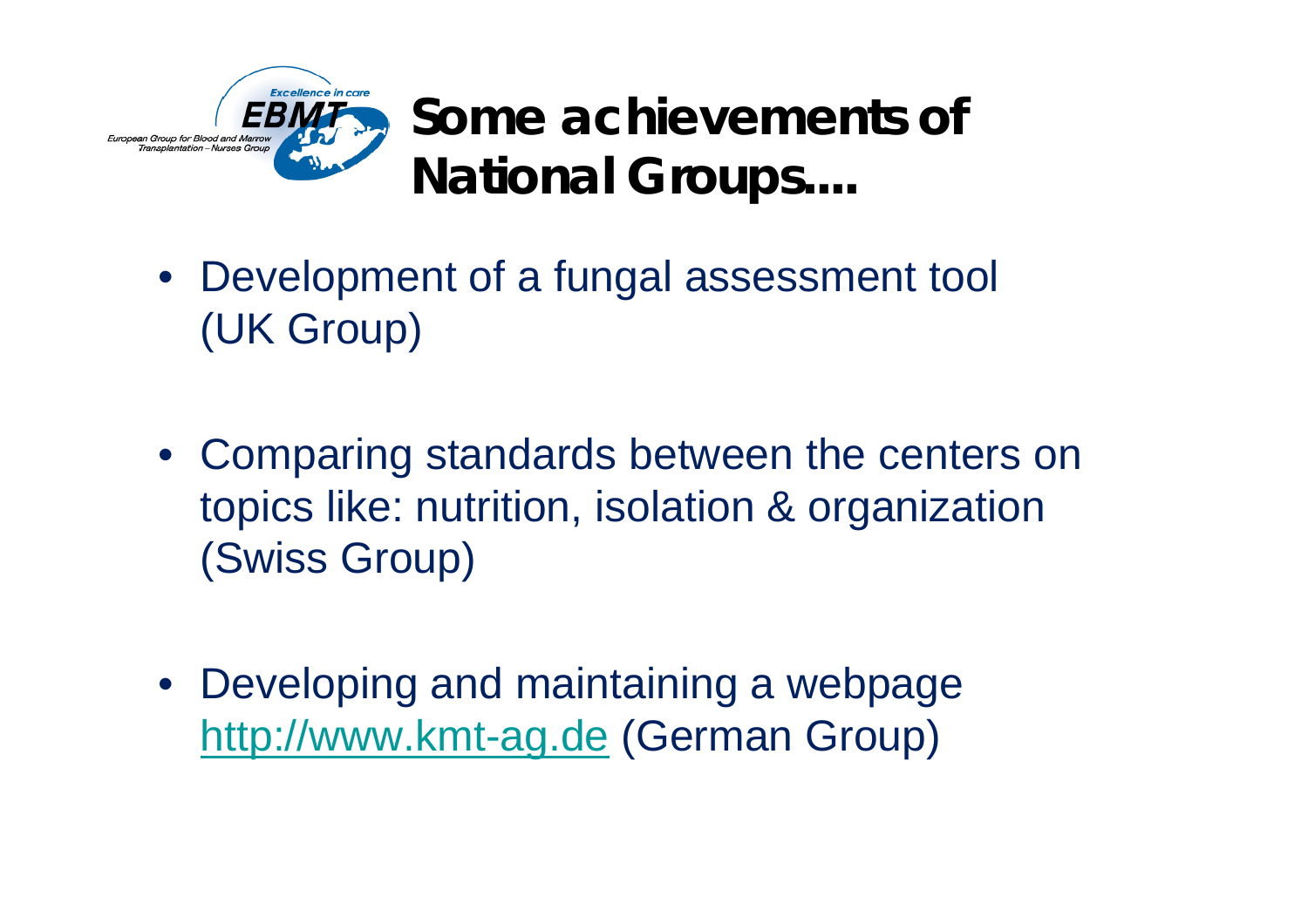# Some achievements of National Groups....

- Development of a fungal assessment tool (UK Group)
- Comparing standards between the centers on topics like: nutrition, isolation & organization (Swiss Group)
- Developing and maintaining a webpage http://www.kmt-ag.de (German Group)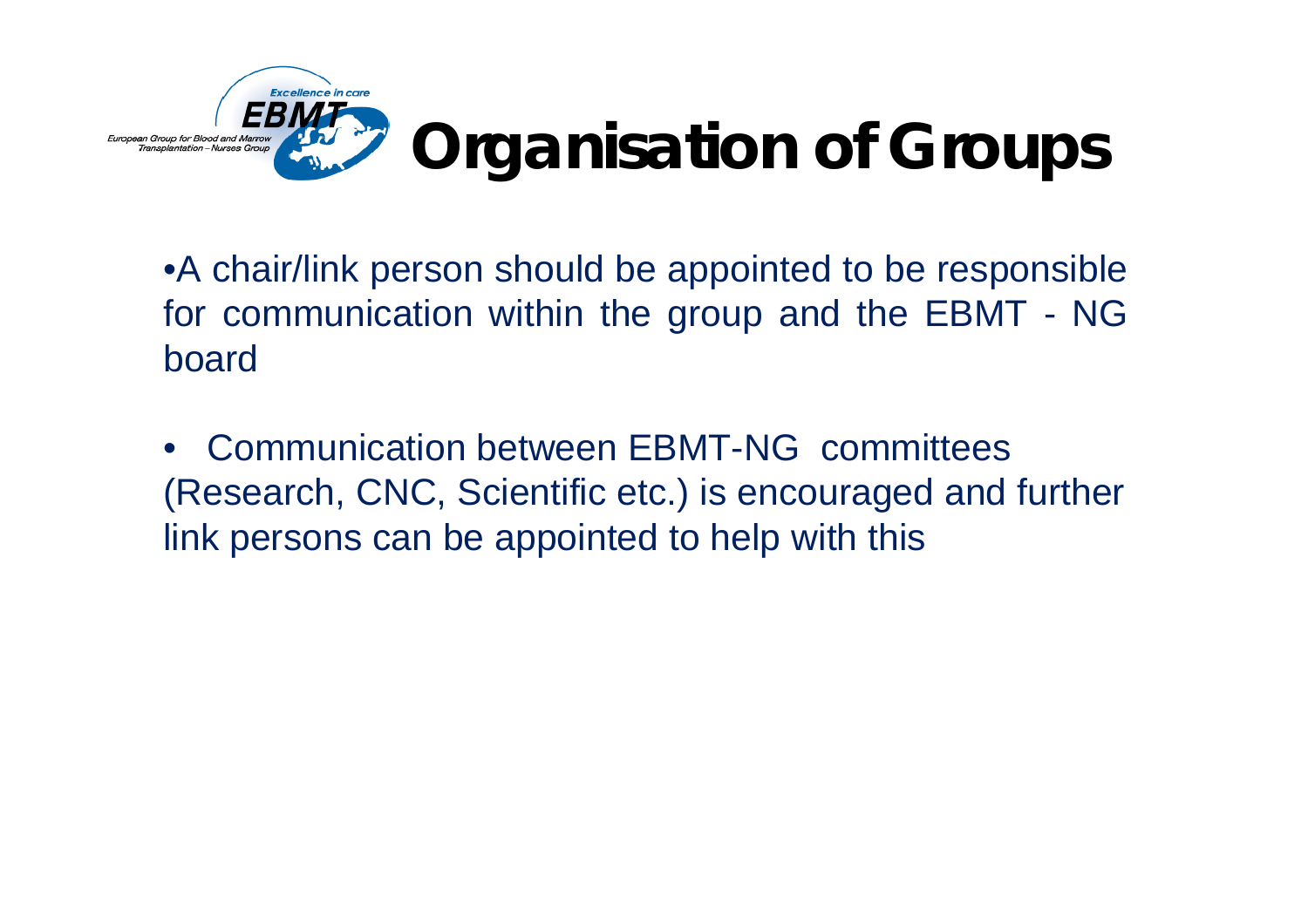# Organisation of Groups

- A chair/link person should be appointed to be responsible for communication within the group and the EBMT - NG board
- Communication between EBMT-NG committees (Research, CNC, Scientific etc.) is encouraged and further link persons can be appointed to help with this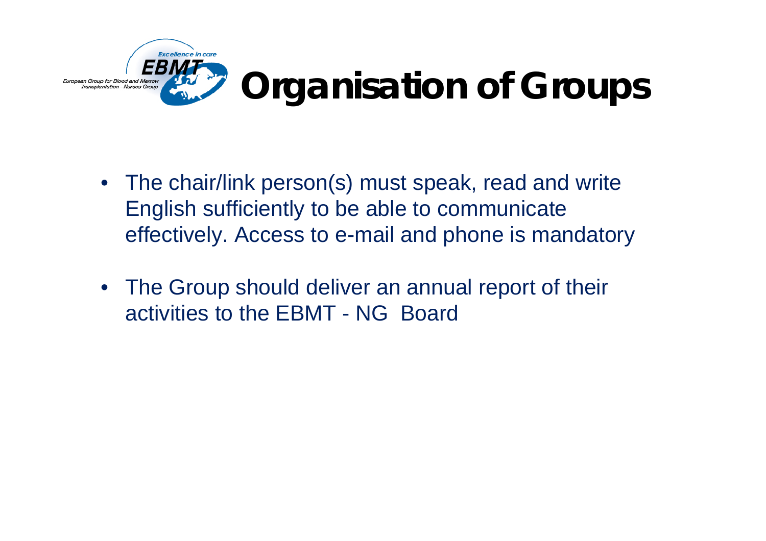# Organisation of Groups

- The chair/link person(s) must speak, read and write English sufficiently to be able to communicate effectively. Access to e-mail and phone is mandatory
- The Group should deliver an annual report of their activities to the EBMT - NG Board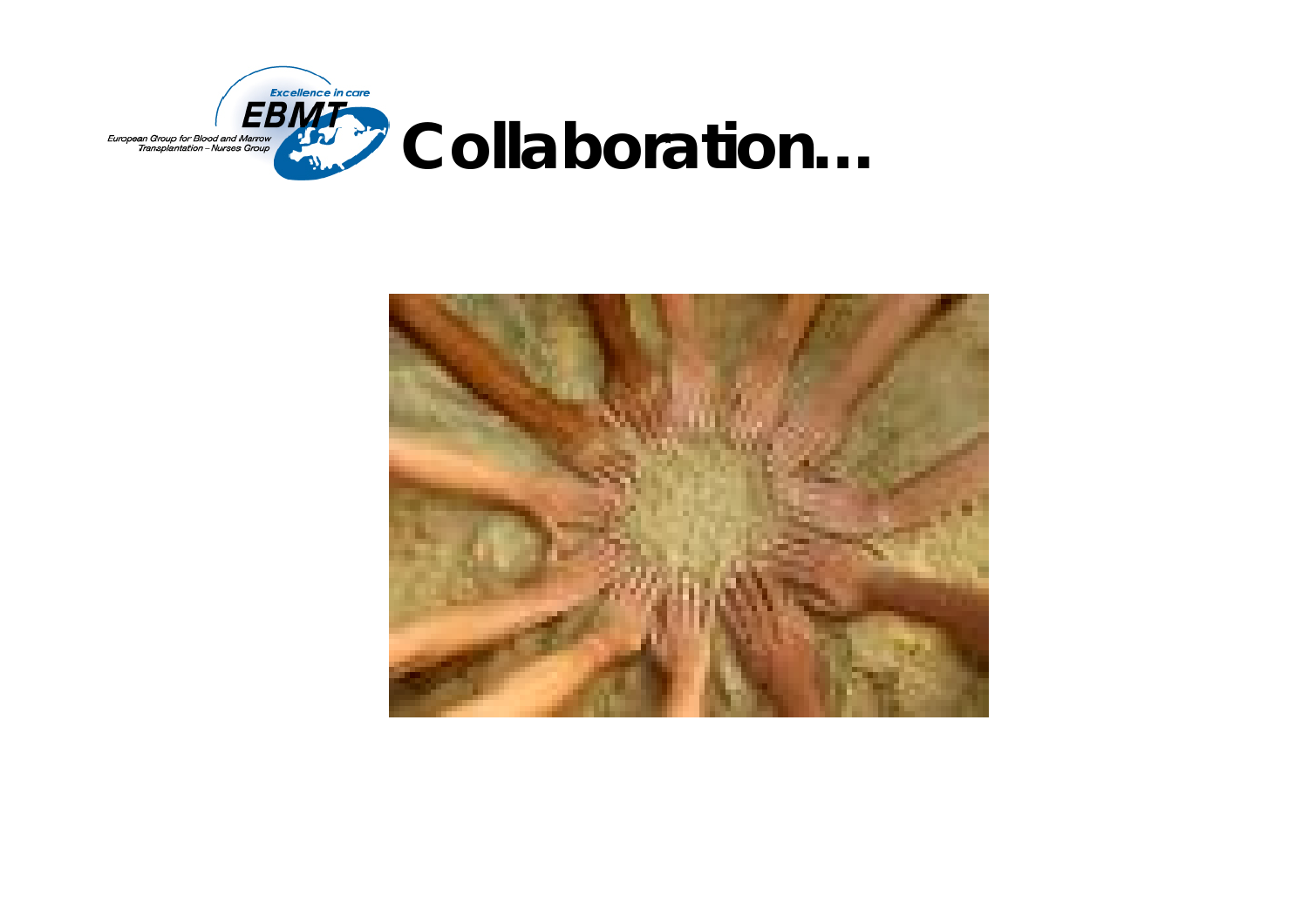# Collaboration…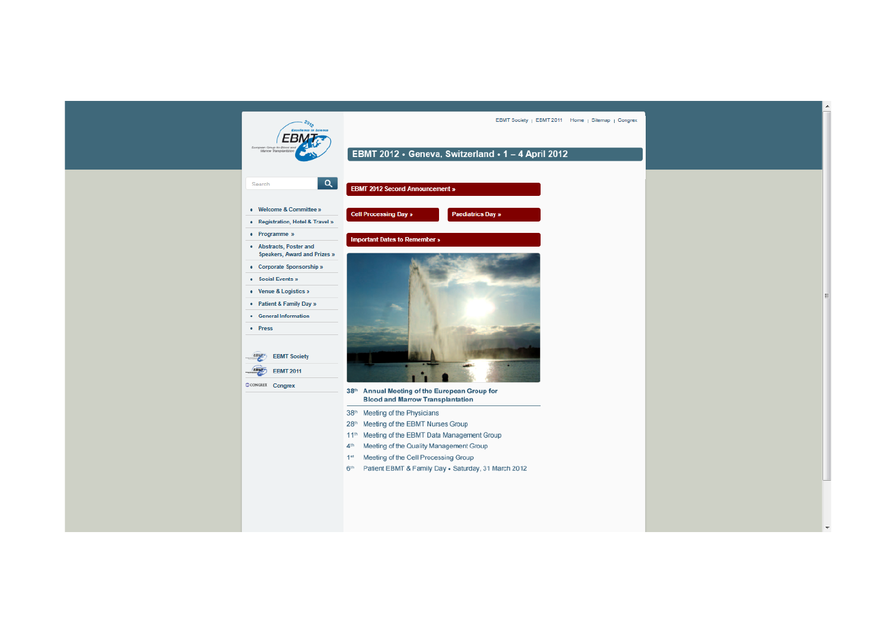EBMT Society | EBMT 2011 Home | Sitemap | Congrex

EBMT – European Group for Blood and Marrow Transplantation – 2012 Excellence in Science

# EBMT 2012 • Geneva, Switzerland • 1 – 4 April 2012

Search

- Welcome & Committee »
- Registration, Hotel & Travel »
- Programme »
- Abstracts, Poster and Speakers, Award and Prizes »
- Corporate Sponsorship »
- Social Events »
- Venue & Logistics »
- Patient & Family Day »
- General Information
- Press

EBMT Society

EBMT 2011

Congrex

EBMT 2012 Second Announcement »

Cell Processing Day »

Paediatrics Day »

Important Dates to Remember »

**38th Annual Meeting of the European Group for Blood and Marrow Transplantation**

38th Meeting of the Physicians

28th Meeting of the EBMT Nurses Group

11th Meeting of the EBMT Data Management Group

4th Meeting of the Quality Management Group

1st Meeting of the Cell Processing Group

6th Patient EBMT & Family Day • Saturday, 31 March 2012